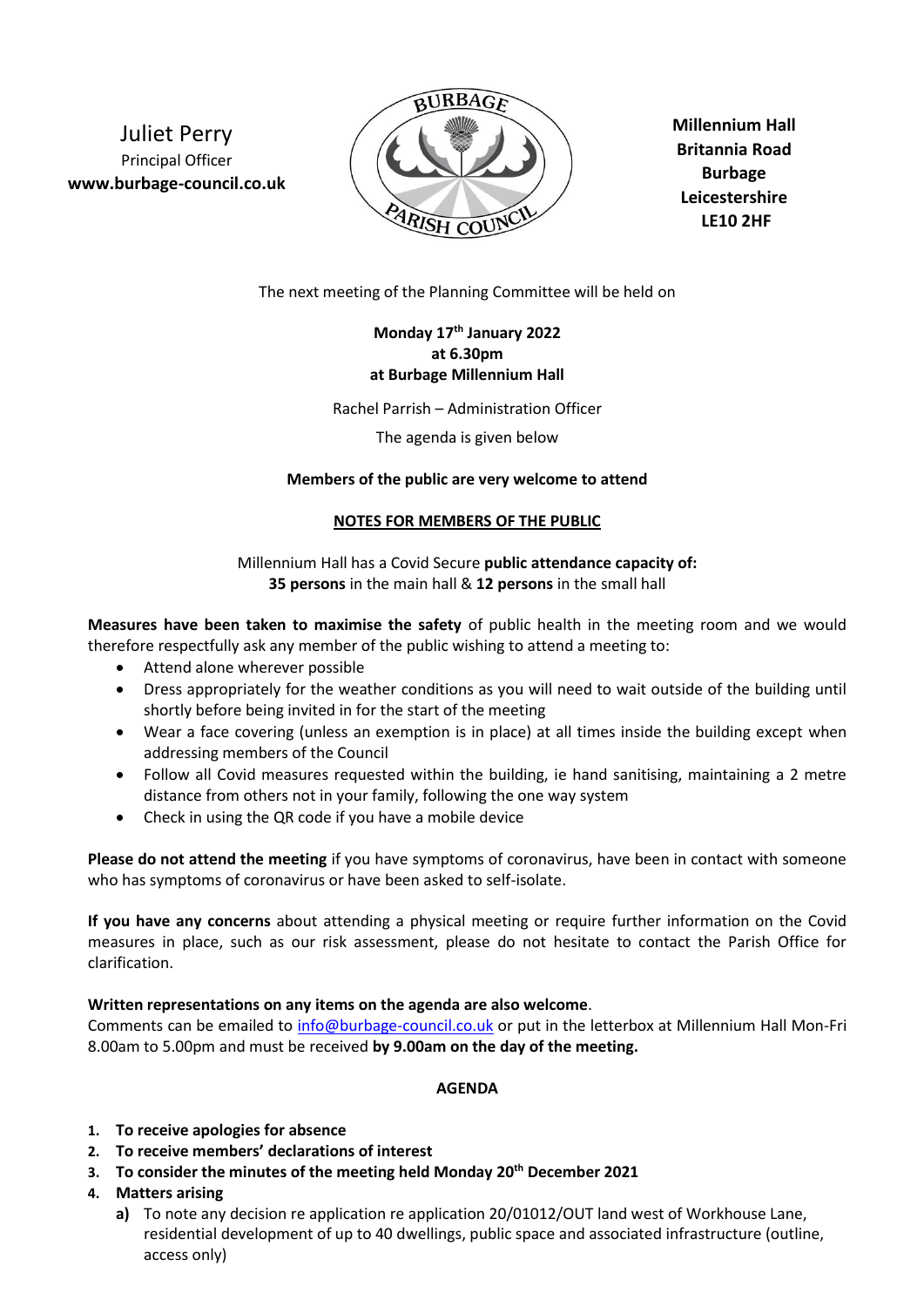Juliet Perry
Principal Officer
**www.burbage-council.co.uk**

**Millennium Hall**
**Britannia Road**
**Burbage**
**Leicestershire**
**LE10 2HF**

The next meeting of the Planning Committee will be held on

**Monday 17th January 2022**
**at 6.30pm**
**at Burbage Millennium Hall**

Rachel Parrish – Administration Officer

The agenda is given below

**Members of the public are very welcome to attend**

**NOTES FOR MEMBERS OF THE PUBLIC**

Millennium Hall has a Covid Secure **public attendance capacity of:**
**35 persons** in the main hall & **12 persons** in the small hall

**Measures have been taken to maximise the safety** of public health in the meeting room and we would therefore respectfully ask any member of the public wishing to attend a meeting to:

- Attend alone wherever possible
- Dress appropriately for the weather conditions as you will need to wait outside of the building until shortly before being invited in for the start of the meeting
- Wear a face covering (unless an exemption is in place) at all times inside the building except when addressing members of the Council
- Follow all Covid measures requested within the building, ie hand sanitising, maintaining a 2 metre distance from others not in your family, following the one way system
- Check in using the QR code if you have a mobile device

**Please do not attend the meeting** if you have symptoms of coronavirus, have been in contact with someone who has symptoms of coronavirus or have been asked to self-isolate.

**If you have any concerns** about attending a physical meeting or require further information on the Covid measures in place, such as our risk assessment, please do not hesitate to contact the Parish Office for clarification.

**Written representations on any items on the agenda are also welcome**.
Comments can be emailed to info@burbage-council.co.uk or put in the letterbox at Millennium Hall Mon-Fri 8.00am to 5.00pm and must be received **by 9.00am on the day of the meeting.**

## AGENDA

1. **To receive apologies for absence**
2. **To receive members' declarations of interest**
3. **To consider the minutes of the meeting held Monday 20th December 2021**
4. **Matters arising**
   a) To note any decision re application re application 20/01012/OUT land west of Workhouse Lane, residential development of up to 40 dwellings, public space and associated infrastructure (outline, access only)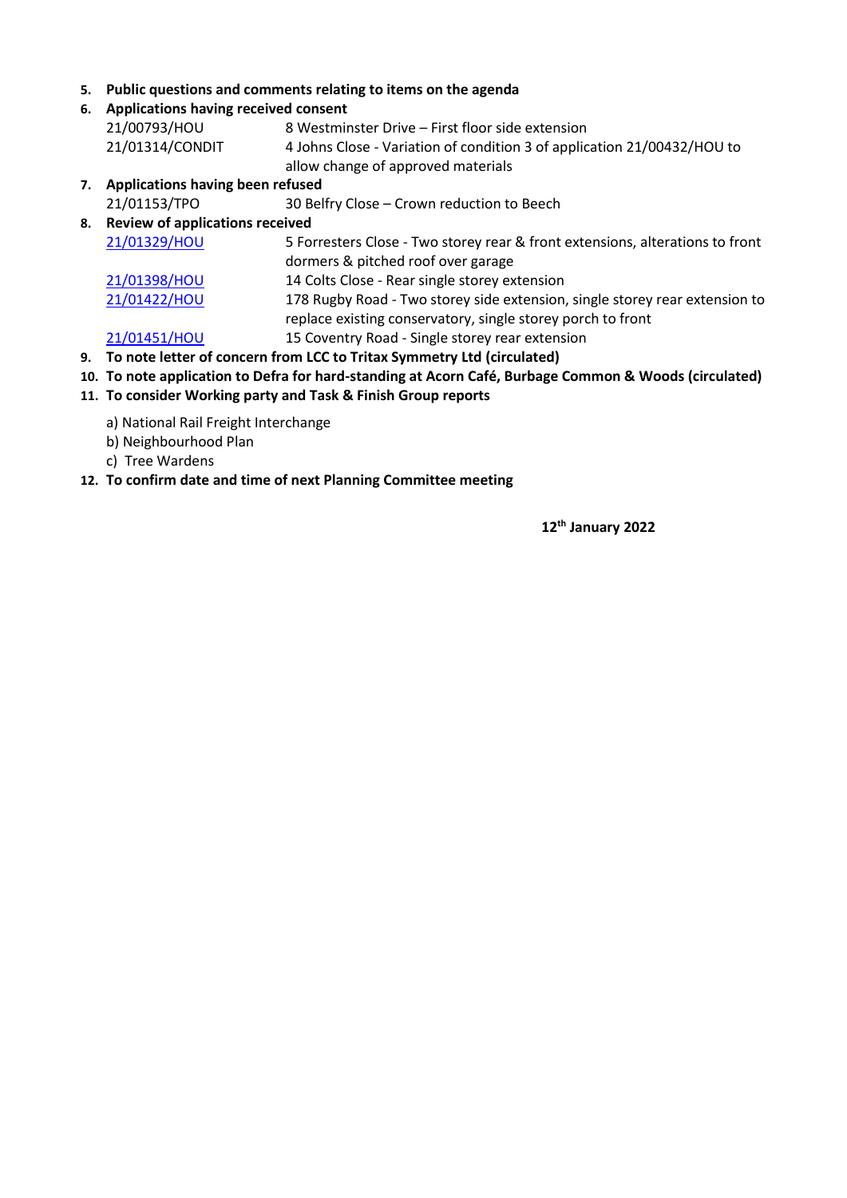5. **Public questions and comments relating to items on the agenda**
6. **Applications having received consent**

| | |
|---|---|
| 21/00793/HOU | 8 Westminster Drive – First floor side extension |
| 21/01314/CONDIT | 4 Johns Close - Variation of condition 3 of application 21/00432/HOU to allow change of approved materials |

7. **Applications having been refused**

| | |
|---|---|
| 21/01153/TPO | 30 Belfry Close – Crown reduction to Beech |

8. **Review of applications received**

| | |
|---|---|
| 21/01329/HOU | 5 Forresters Close - Two storey rear & front extensions, alterations to front dormers & pitched roof over garage |
| 21/01398/HOU | 14 Colts Close - Rear single storey extension |
| 21/01422/HOU | 178 Rugby Road - Two storey side extension, single storey rear extension to replace existing conservatory, single storey porch to front |
| 21/01451/HOU | 15 Coventry Road - Single storey rear extension |

9. **To note letter of concern from LCC to Tritax Symmetry Ltd (circulated)**
10. **To note application to Defra for hard-standing at Acorn Café, Burbage Common & Woods (circulated)**
11. **To consider Working party and Task & Finish Group reports**

    a) National Rail Freight Interchange
    b) Neighbourhood Plan
    c) Tree Wardens

12. **To confirm date and time of next Planning Committee meeting**

**12th January 2022**